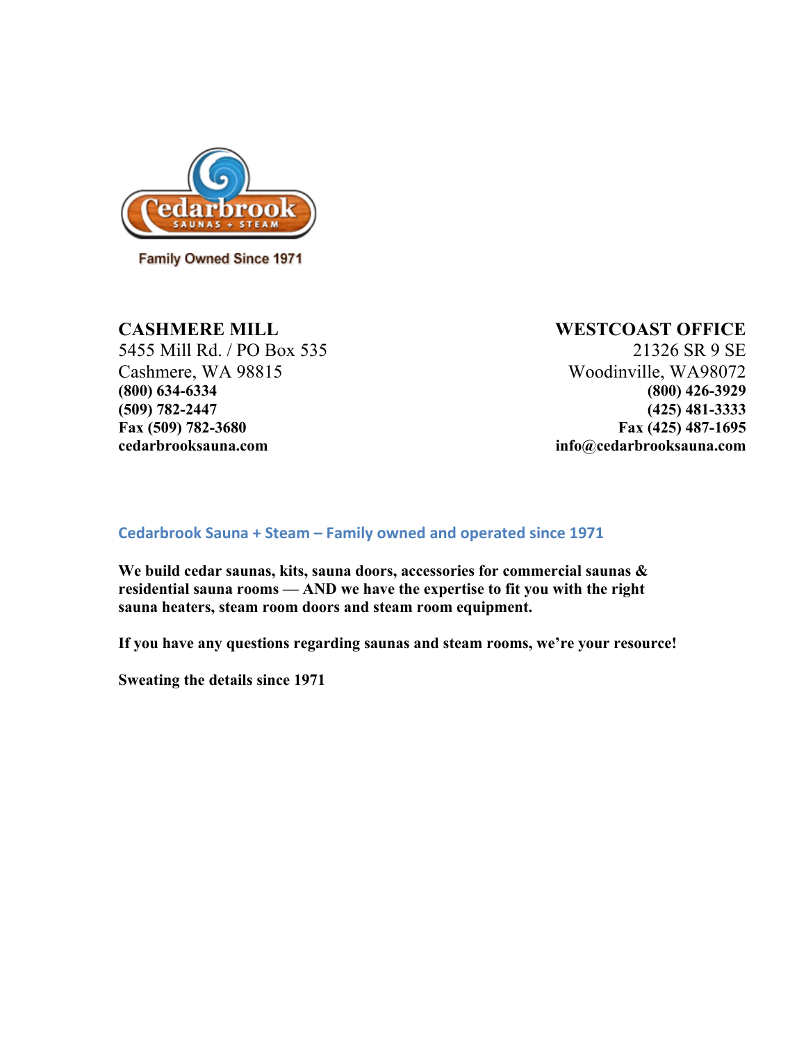Cedarbrook SAUNAS + STEAM

Family Owned Since 1971

**CASHMERE MILL**
5455 Mill Rd. / PO Box 535
Cashmere, WA 98815
**(800) 634-6334**
**(509) 782-2447**
**Fax (509) 782-3680**
**cedarbrooksauna.com**

**WESTCOAST OFFICE**
21326 SR 9 SE
Woodinville, WA98072
**(800) 426-3929**
**(425) 481-3333**
**Fax (425) 487-1695**
**info@cedarbrooksauna.com**

## Cedarbrook Sauna + Steam – Family owned and operated since 1971

**We build cedar saunas, kits, sauna doors, accessories for commercial saunas & residential sauna rooms — AND we have the expertise to fit you with the right sauna heaters, steam room doors and steam room equipment.**

**If you have any questions regarding saunas and steam rooms, we're your resource!**

**Sweating the details since 1971**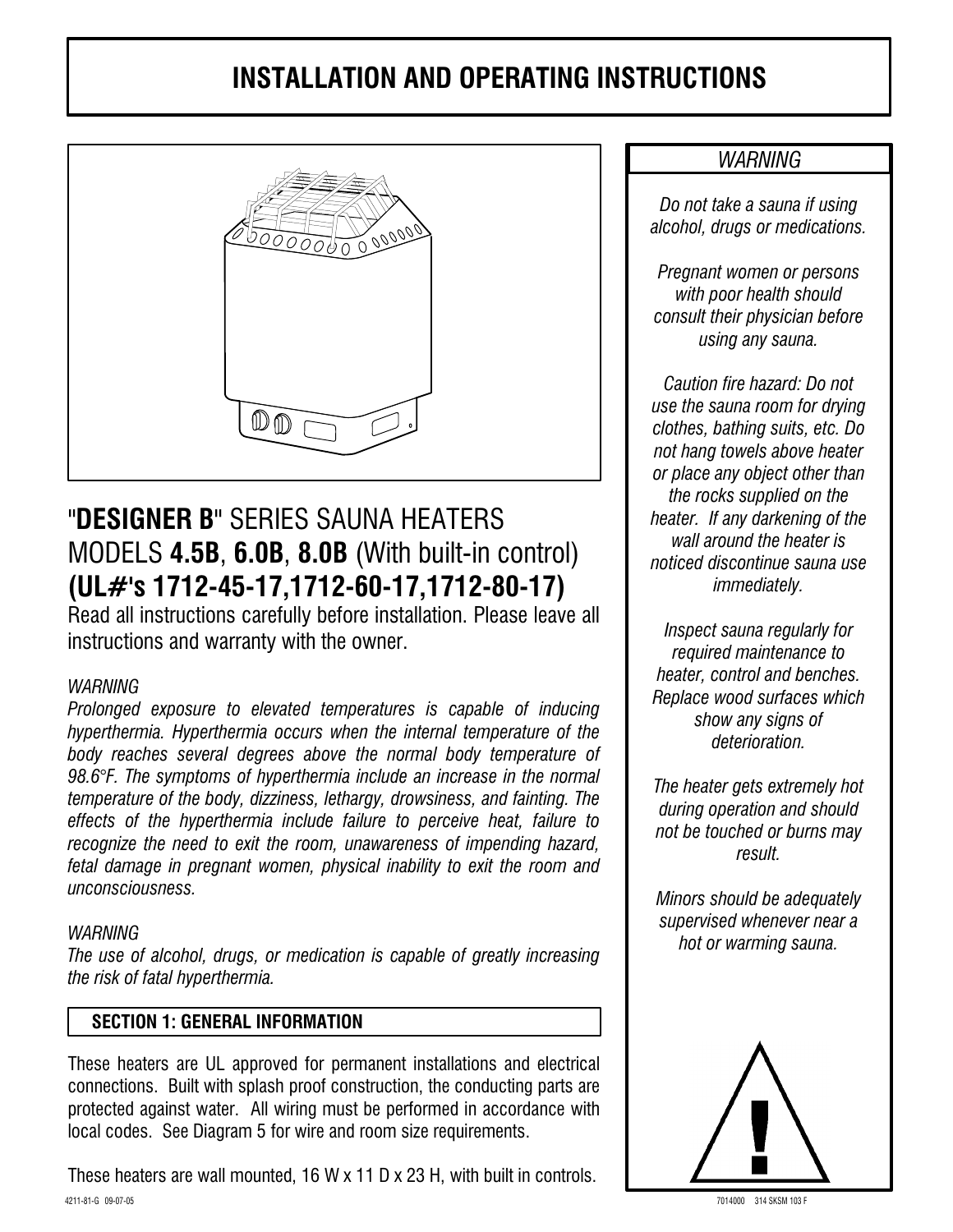# INSTALLATION AND OPERATING INSTRUCTIONS

## "**DESIGNER B**" SERIES SAUNA HEATERS MODELS **4.5B**, **6.0B**, **8.0B** (With built-in control) **(UL#'s 1712-45-17,1712-60-17,1712-80-17)**

Read all instructions carefully before installation. Please leave all instructions and warranty with the owner.

*WARNING*

*Prolonged exposure to elevated temperatures is capable of inducing hyperthermia. Hyperthermia occurs when the internal temperature of the body reaches several degrees above the normal body temperature of 98.6°F. The symptoms of hyperthermia include an increase in the normal temperature of the body, dizziness, lethargy, drowsiness, and fainting. The effects of the hyperthermia include failure to perceive heat, failure to recognize the need to exit the room, unawareness of impending hazard, fetal damage in pregnant women, physical inability to exit the room and unconsciousness.*

*WARNING*

*The use of alcohol, drugs, or medication is capable of greatly increasing the risk of fatal hyperthermia.*

### SECTION 1: GENERAL INFORMATION

These heaters are UL approved for permanent installations and electrical connections. Built with splash proof construction, the conducting parts are protected against water. All wiring must be performed in accordance with local codes. See Diagram 5 for wire and room size requirements.

These heaters are wall mounted, 16 W x 11 D x 23 H, with built in controls.

*WARNING*

*Do not take a sauna if using alcohol, drugs or medications.*

*Pregnant women or persons with poor health should consult their physician before using any sauna.*

*Caution fire hazard: Do not use the sauna room for drying clothes, bathing suits, etc. Do not hang towels above heater or place any object other than the rocks supplied on the heater. If any darkening of the wall around the heater is noticed discontinue sauna use immediately.*

*Inspect sauna regularly for required maintenance to heater, control and benches. Replace wood surfaces which show any signs of deterioration.*

*The heater gets extremely hot during operation and should not be touched or burns may result.*

*Minors should be adequately supervised whenever near a hot or warming sauna.*

4211-81-G 09-07-05

7014000 314 SKSM 103 F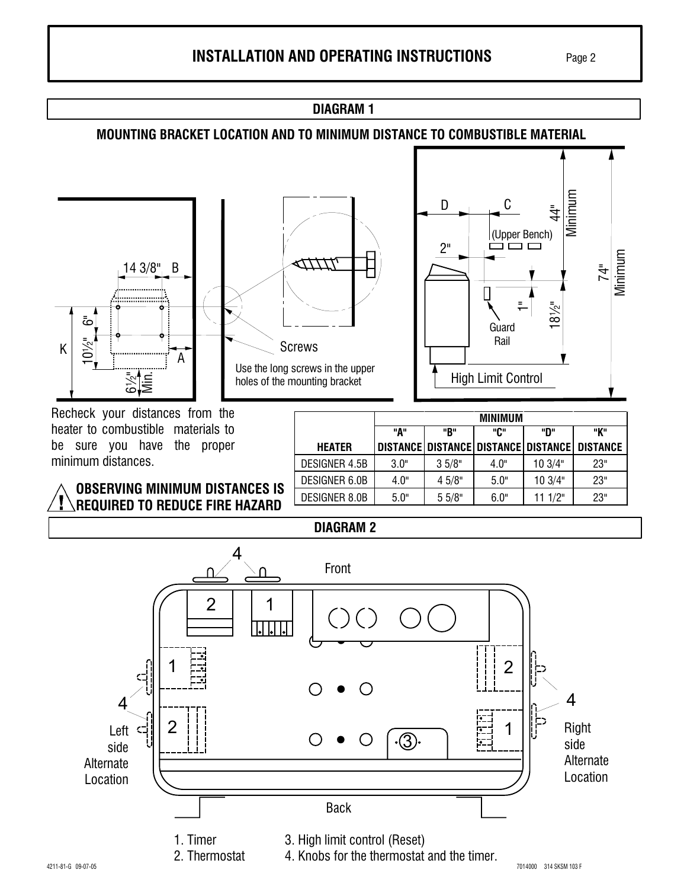# INSTALLATION AND OPERATING INSTRUCTIONS

## DIAGRAM 1

### MOUNTING BRACKET LOCATION AND TO MINIMUM DISTANCE TO COMBUSTIBLE MATERIAL

14 3/8" B

K 10½" 6" A

6½" Min.

Screws

Use the long screws in the upper holes of the mounting bracket

D C (Upper Bench) 44" Minimum 74" Minimum

2" 1" 18½"

Guard Rail

High Limit Control

Recheck your distances from the heater to combustible materials to be sure you have the proper minimum distances.

**⚠ OBSERVING MINIMUM DISTANCES IS REQUIRED TO REDUCE FIRE HAZARD**

| | MINIMUM | | | | |
|---|---|---|---|---|---|
| HEATER | "A" DISTANCE | "B" DISTANCE | "C" DISTANCE | "D" DISTANCE | "K" DISTANCE |
| DESIGNER 4.5B | 3.0" | 3 5/8" | 4.0" | 10 3/4" | 23" |
| DESIGNER 6.0B | 4.0" | 4 5/8" | 5.0" | 10 3/4" | 23" |
| DESIGNER 8.0B | 5.0" | 5 5/8" | 6.0" | 11 1/2" | 23" |

## DIAGRAM 2

Front

Left side Alternate Location

Right side Alternate Location

Back

1. Timer
2. Thermostat
3. High limit control (Reset)
4. Knobs for the thermostat and the timer.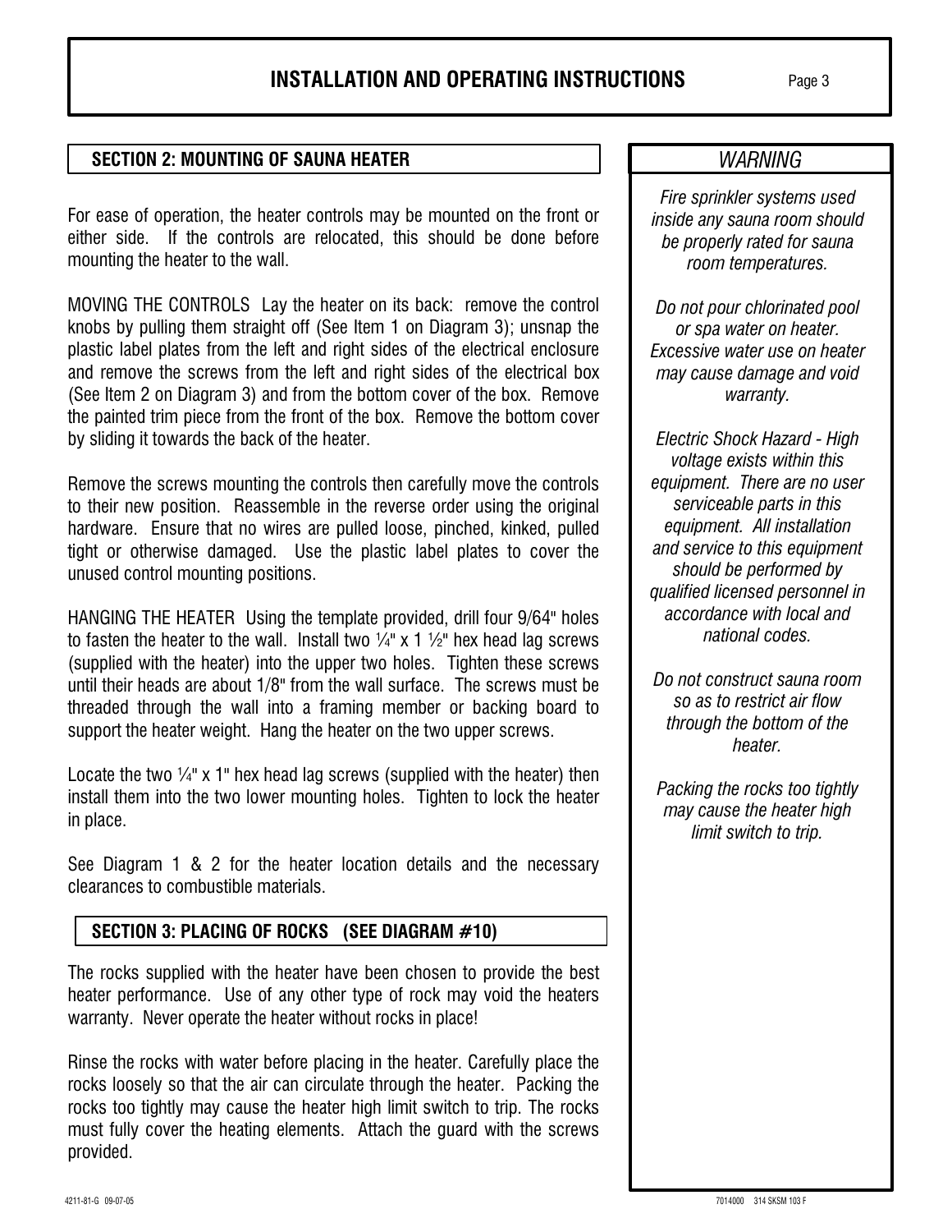## SECTION 2: MOUNTING OF SAUNA HEATER

For ease of operation, the heater controls may be mounted on the front or either side. If the controls are relocated, this should be done before mounting the heater to the wall.

MOVING THE CONTROLS Lay the heater on its back: remove the control knobs by pulling them straight off (See Item 1 on Diagram 3); unsnap the plastic label plates from the left and right sides of the electrical enclosure and remove the screws from the left and right sides of the electrical box (See Item 2 on Diagram 3) and from the bottom cover of the box. Remove the painted trim piece from the front of the box. Remove the bottom cover by sliding it towards the back of the heater.

Remove the screws mounting the controls then carefully move the controls to their new position. Reassemble in the reverse order using the original hardware. Ensure that no wires are pulled loose, pinched, kinked, pulled tight or otherwise damaged. Use the plastic label plates to cover the unused control mounting positions.

HANGING THE HEATER Using the template provided, drill four 9/64" holes to fasten the heater to the wall. Install two ¼" x 1 ½" hex head lag screws (supplied with the heater) into the upper two holes. Tighten these screws until their heads are about 1/8" from the wall surface. The screws must be threaded through the wall into a framing member or backing board to support the heater weight. Hang the heater on the two upper screws.

Locate the two ¼" x 1" hex head lag screws (supplied with the heater) then install them into the two lower mounting holes. Tighten to lock the heater in place.

See Diagram 1 & 2 for the heater location details and the necessary clearances to combustible materials.

## SECTION 3: PLACING OF ROCKS (SEE DIAGRAM #10)

The rocks supplied with the heater have been chosen to provide the best heater performance. Use of any other type of rock may void the heaters warranty. Never operate the heater without rocks in place!

Rinse the rocks with water before placing in the heater. Carefully place the rocks loosely so that the air can circulate through the heater. Packing the rocks too tightly may cause the heater high limit switch to trip. The rocks must fully cover the heating elements. Attach the guard with the screws provided.

### *WARNING*

*Fire sprinkler systems used inside any sauna room should be properly rated for sauna room temperatures.*

*Do not pour chlorinated pool or spa water on heater. Excessive water use on heater may cause damage and void warranty.*

*Electric Shock Hazard - High voltage exists within this equipment. There are no user serviceable parts in this equipment. All installation and service to this equipment should be performed by qualified licensed personnel in accordance with local and national codes.*

*Do not construct sauna room so as to restrict air flow through the bottom of the heater.*

*Packing the rocks too tightly may cause the heater high limit switch to trip.*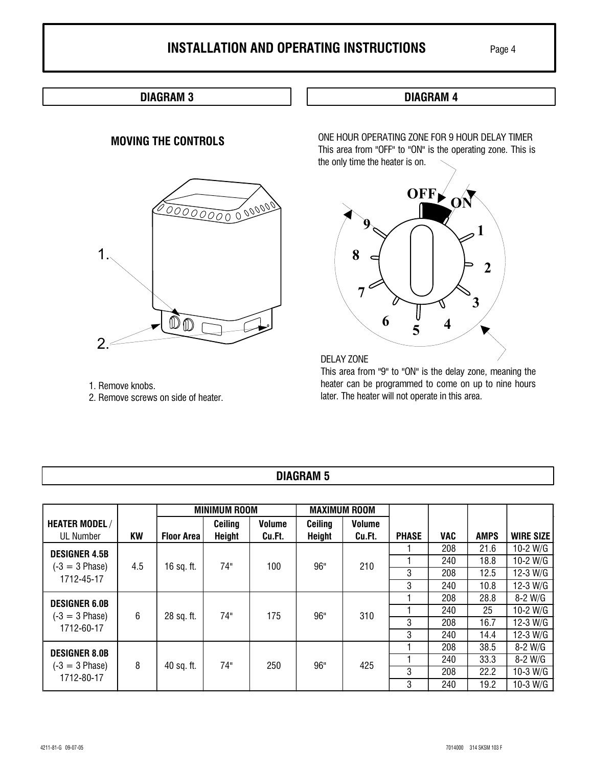# INSTALLATION AND OPERATING INSTRUCTIONS

## DIAGRAM 3

### MOVING THE CONTROLS

1. Remove knobs.
2. Remove screws on side of heater.

## DIAGRAM 4

ONE HOUR OPERATING ZONE FOR 9 HOUR DELAY TIMER
This area from "OFF" to "ON" is the operating zone. This is the only time the heater is on.

DELAY ZONE
This area from "9" to "ON" is the delay zone, meaning the heater can be programmed to come on up to nine hours later. The heater will not operate in this area.

## DIAGRAM 5

| HEATER MODEL / UL Number | KW | MINIMUM ROOM Floor Area | MINIMUM ROOM Ceiling Height | MINIMUM ROOM Volume Cu.Ft. | MAXIMUM ROOM Ceiling Height | MAXIMUM ROOM Volume Cu.Ft. | PHASE | VAC | AMPS | WIRE SIZE |
|---|---|---|---|---|---|---|---|---|---|---|
| **DESIGNER 4.5B** (-3 = 3 Phase) 1712-45-17 | 4.5 | 16 sq. ft. | 74" | 100 | 96" | 210 | 1 | 208 | 21.6 | 10-2 W/G |
| | | | | | | | 1 | 240 | 18.8 | 10-2 W/G |
| | | | | | | | 3 | 208 | 12.5 | 12-3 W/G |
| | | | | | | | 3 | 240 | 10.8 | 12-3 W/G |
| **DESIGNER 6.0B** (-3 = 3 Phase) 1712-60-17 | 6 | 28 sq. ft. | 74" | 175 | 96" | 310 | 1 | 208 | 28.8 | 8-2 W/G |
| | | | | | | | 1 | 240 | 25 | 10-2 W/G |
| | | | | | | | 3 | 208 | 16.7 | 12-3 W/G |
| | | | | | | | 3 | 240 | 14.4 | 12-3 W/G |
| **DESIGNER 8.0B** (-3 = 3 Phase) 1712-80-17 | 8 | 40 sq. ft. | 74" | 250 | 96" | 425 | 1 | 208 | 38.5 | 8-2 W/G |
| | | | | | | | 1 | 240 | 33.3 | 8-2 W/G |
| | | | | | | | 3 | 208 | 22.2 | 10-3 W/G |
| | | | | | | | 3 | 240 | 19.2 | 10-3 W/G |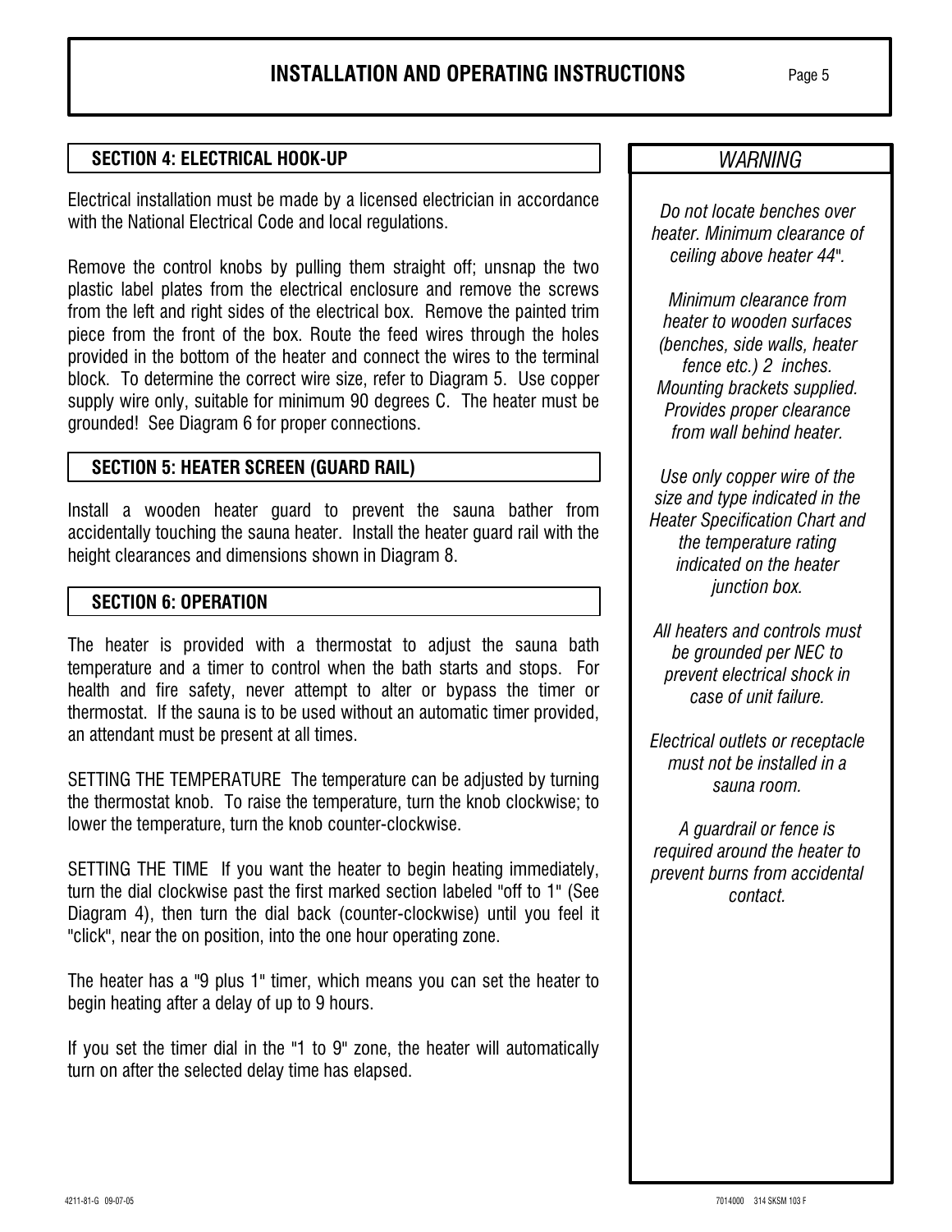## SECTION 4: ELECTRICAL HOOK-UP

Electrical installation must be made by a licensed electrician in accordance with the National Electrical Code and local regulations.

Remove the control knobs by pulling them straight off; unsnap the two plastic label plates from the electrical enclosure and remove the screws from the left and right sides of the electrical box. Remove the painted trim piece from the front of the box. Route the feed wires through the holes provided in the bottom of the heater and connect the wires to the terminal block. To determine the correct wire size, refer to Diagram 5. Use copper supply wire only, suitable for minimum 90 degrees C. The heater must be grounded! See Diagram 6 for proper connections.

## SECTION 5: HEATER SCREEN (GUARD RAIL)

Install a wooden heater guard to prevent the sauna bather from accidentally touching the sauna heater. Install the heater guard rail with the height clearances and dimensions shown in Diagram 8.

## SECTION 6: OPERATION

The heater is provided with a thermostat to adjust the sauna bath temperature and a timer to control when the bath starts and stops. For health and fire safety, never attempt to alter or bypass the timer or thermostat. If the sauna is to be used without an automatic timer provided, an attendant must be present at all times.

SETTING THE TEMPERATURE The temperature can be adjusted by turning the thermostat knob. To raise the temperature, turn the knob clockwise; to lower the temperature, turn the knob counter-clockwise.

SETTING THE TIME If you want the heater to begin heating immediately, turn the dial clockwise past the first marked section labeled "off to 1" (See Diagram 4), then turn the dial back (counter-clockwise) until you feel it "click", near the on position, into the one hour operating zone.

The heater has a "9 plus 1" timer, which means you can set the heater to begin heating after a delay of up to 9 hours.

If you set the timer dial in the "1 to 9" zone, the heater will automatically turn on after the selected delay time has elapsed.

## *WARNING*

*Do not locate benches over heater. Minimum clearance of ceiling above heater 44".*

*Minimum clearance from heater to wooden surfaces (benches, side walls, heater fence etc.) 2 inches. Mounting brackets supplied. Provides proper clearance from wall behind heater.*

*Use only copper wire of the size and type indicated in the Heater Specification Chart and the temperature rating indicated on the heater junction box.*

*All heaters and controls must be grounded per NEC to prevent electrical shock in case of unit failure.*

*Electrical outlets or receptacle must not be installed in a sauna room.*

*A guardrail or fence is required around the heater to prevent burns from accidental contact.*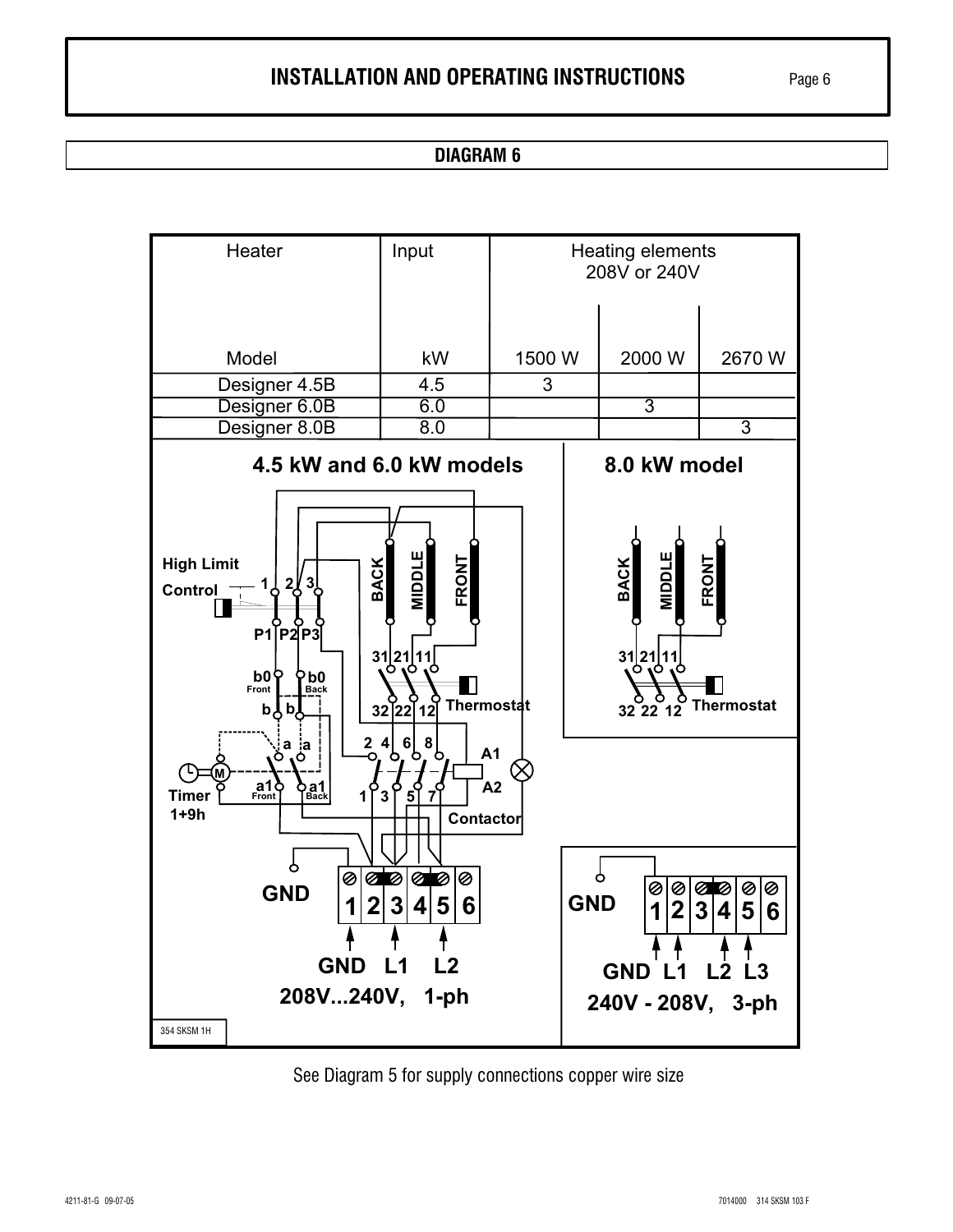## DIAGRAM 6

| Heater | Input | Heating elements 208V or 240V | | |
|---|---|---|---|---|
| Model | kW | 1500 W | 2000 W | 2670 W |
| Designer 4.5B | 4.5 | 3 | | |
| Designer 6.0B | 6.0 | | 3 | |
| Designer 8.0B | 8.0 | | | 3 |

**4.5 kW and 6.0 kW models**

High Limit Control 1 2 3 P1 P2 P3

b0 Front b0 Back b b a a a1 Front a1 Back

Timer 1+9h M

BACK MIDDLE FRONT

31 21 11 32 22 12 Thermostat

2 4 6 8 1 3 5 7 A1 A2 Contactor

GND 1 2 3 4 5 6

GND L1 L2

**208V...240V, 1-ph**

**8.0 kW model**

BACK MIDDLE FRONT

31 21 11 32 22 12 Thermostat

GND 1 2 3 4 5 6

GND L1 L2 L3

**240V - 208V, 3-ph**

354 SKSM 1H

See Diagram 5 for supply connections copper wire size

4211-81-G 09-07-05 7014000 314 SKSM 103 F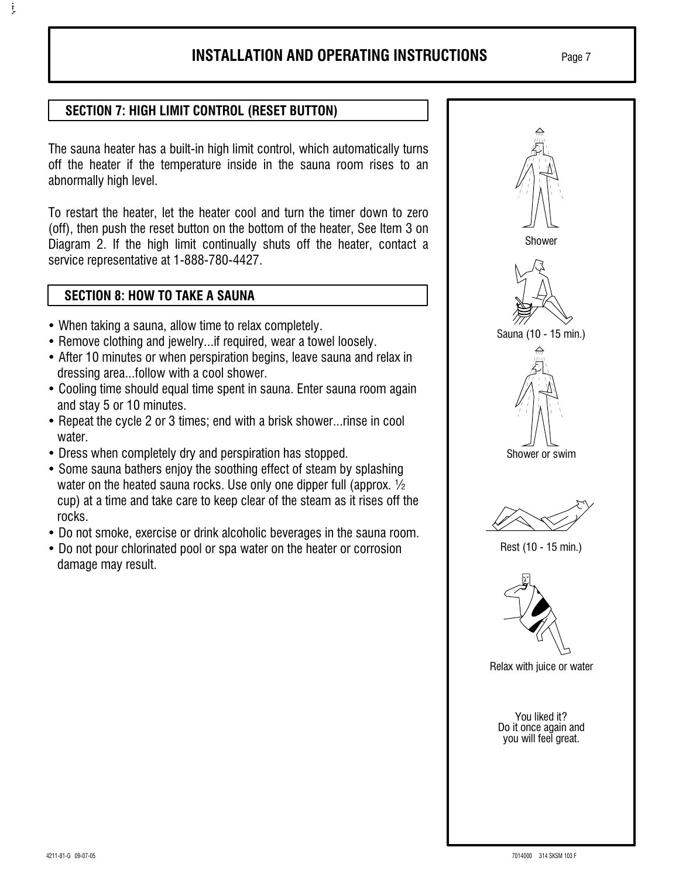## SECTION 7: HIGH LIMIT CONTROL (RESET BUTTON)

The sauna heater has a built-in high limit control, which automatically turns off the heater if the temperature inside in the sauna room rises to an abnormally high level.

To restart the heater, let the heater cool and turn the timer down to zero (off), then push the reset button on the bottom of the heater, See Item 3 on Diagram 2. If the high limit continually shuts off the heater, contact a service representative at 1-888-780-4427.

## SECTION 8: HOW TO TAKE A SAUNA

- When taking a sauna, allow time to relax completely.
- Remove clothing and jewelry...if required, wear a towel loosely.
- After 10 minutes or when perspiration begins, leave sauna and relax in dressing area...follow with a cool shower.
- Cooling time should equal time spent in sauna. Enter sauna room again and stay 5 or 10 minutes.
- Repeat the cycle 2 or 3 times; end with a brisk shower...rinse in cool water.
- Dress when completely dry and perspiration has stopped.
- Some sauna bathers enjoy the soothing effect of steam by splashing water on the heated sauna rocks. Use only one dipper full (approx. ½ cup) at a time and take care to keep clear of the steam as it rises off the rocks.
- Do not smoke, exercise or drink alcoholic beverages in the sauna room.
- Do not pour chlorinated pool or spa water on the heater or corrosion damage may result.

Shower

Sauna (10 - 15 min.)

Shower or swim

Rest (10 - 15 min.)

Relax with juice or water

You liked it?
Do it once again and
you will feel great.

4211-81-G 09-07-05

7014000 314 SKSM 103 F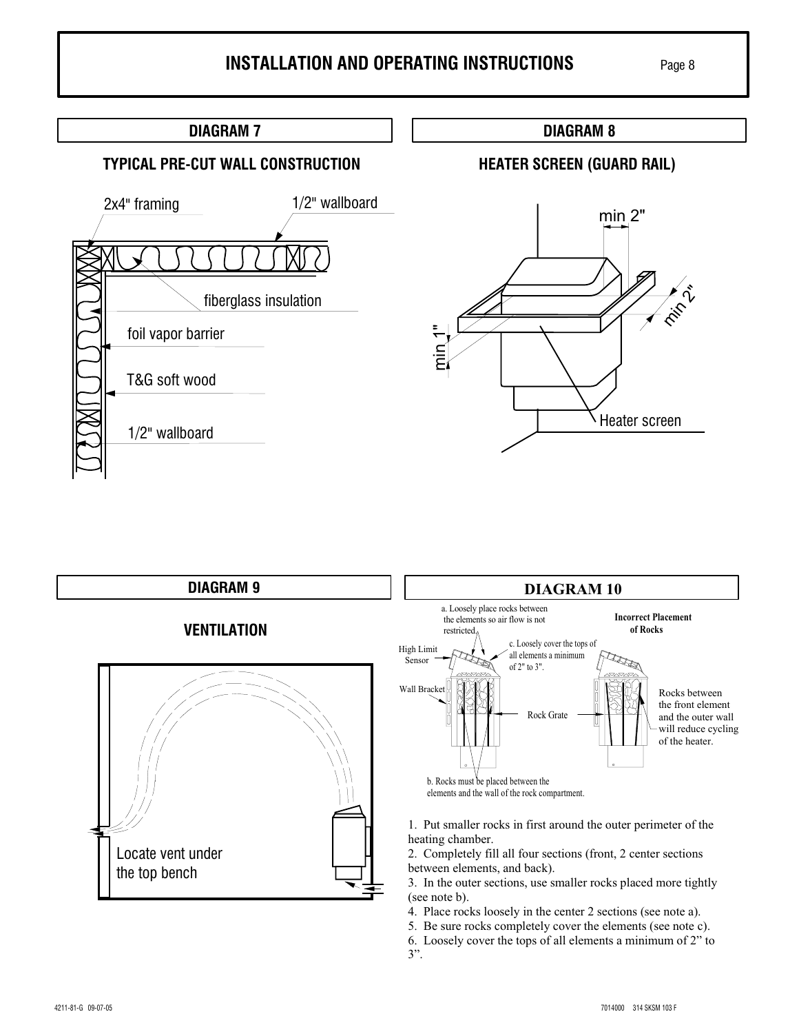## INSTALLATION AND OPERATING INSTRUCTIONS

### DIAGRAM 7

#### TYPICAL PRE-CUT WALL CONSTRUCTION

2x4" framing

1/2" wallboard

fiberglass insulation

foil vapor barrier

T&G soft wood

1/2" wallboard

### DIAGRAM 8

#### HEATER SCREEN (GUARD RAIL)

min 2"

min 2"

min 1"

Heater screen

### DIAGRAM 9

#### VENTILATION

Locate vent under the top bench

### DIAGRAM 10

a. Loosely place rocks between the elements so air flow is not restricted.

c. Loosely cover the tops of all elements a minimum of 2" to 3".

High Limit Sensor

Wall Bracket

Rock Grate

b. Rocks must be placed between the elements and the wall of the rock compartment.

**Incorrect Placement of Rocks**

Rocks between the front element and the outer wall will reduce cycling of the heater.

1. Put smaller rocks in first around the outer perimeter of the heating chamber.
2. Completely fill all four sections (front, 2 center sections between elements, and back).
3. In the outer sections, use smaller rocks placed more tightly (see note b).
4. Place rocks loosely in the center 2 sections (see note a).
5. Be sure rocks completely cover the elements (see note c).
6. Loosely cover the tops of all elements a minimum of 2" to 3".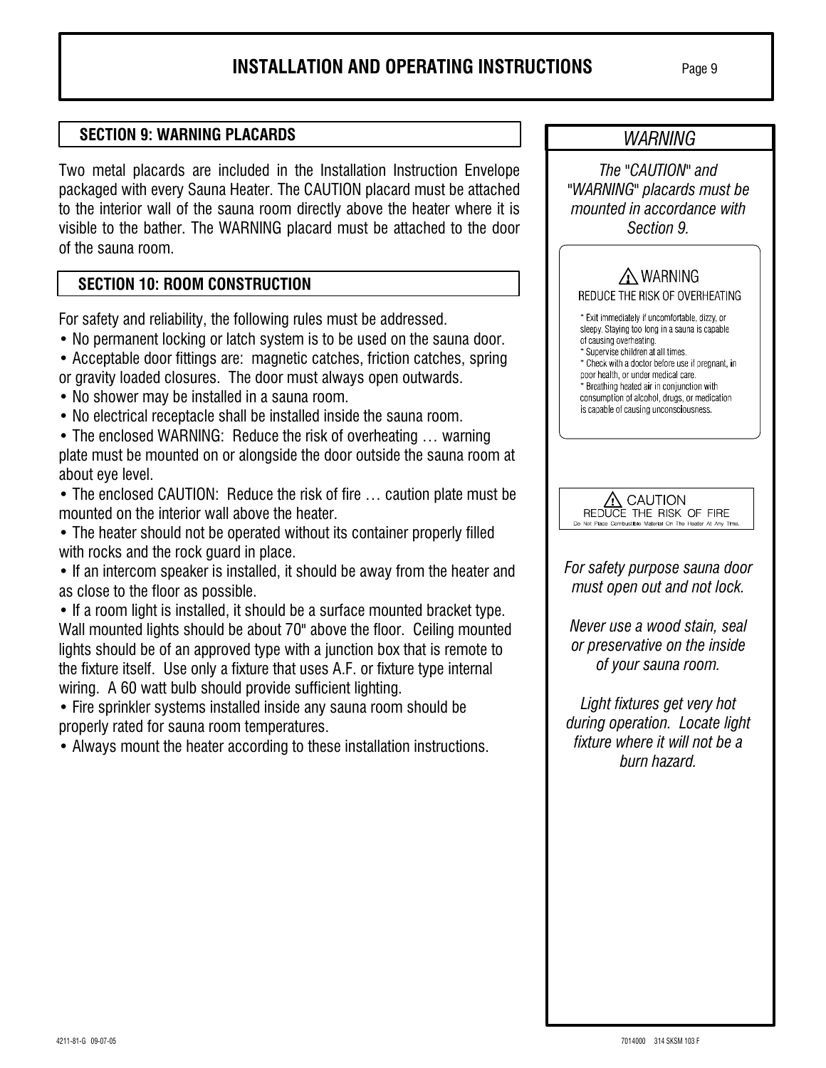## SECTION 9: WARNING PLACARDS

Two metal placards are included in the Installation Instruction Envelope packaged with every Sauna Heater. The CAUTION placard must be attached to the interior wall of the sauna room directly above the heater where it is visible to the bather. The WARNING placard must be attached to the door of the sauna room.

## SECTION 10: ROOM CONSTRUCTION

For safety and reliability, the following rules must be addressed.

- No permanent locking or latch system is to be used on the sauna door.
- Acceptable door fittings are: magnetic catches, friction catches, spring or gravity loaded closures. The door must always open outwards.
- No shower may be installed in a sauna room.
- No electrical receptacle shall be installed inside the sauna room.
- The enclosed WARNING: Reduce the risk of overheating … warning plate must be mounted on or alongside the door outside the sauna room at about eye level.
- The enclosed CAUTION: Reduce the risk of fire … caution plate must be mounted on the interior wall above the heater.
- The heater should not be operated without its container properly filled with rocks and the rock guard in place.
- If an intercom speaker is installed, it should be away from the heater and as close to the floor as possible.
- If a room light is installed, it should be a surface mounted bracket type. Wall mounted lights should be about 70" above the floor. Ceiling mounted lights should be of an approved type with a junction box that is remote to the fixture itself. Use only a fixture that uses A.F. or fixture type internal wiring. A 60 watt bulb should provide sufficient lighting.
- Fire sprinkler systems installed inside any sauna room should be properly rated for sauna room temperatures.
- Always mount the heater according to these installation instructions.

### *WARNING*

*The "CAUTION" and "WARNING" placards must be mounted in accordance with Section 9.*

**⚠ WARNING**
**REDUCE THE RISK OF OVERHEATING**

* Exit immediately if uncomfortable, dizzy, or sleepy. Staying too long in a sauna is capable of causing overheating.
* Supervise children at all times.
* Check with a doctor before use if pregnant, in poor health, or under medical care.
* Breathing heated air in conjunction with consumption of alcohol, drugs, or medication is capable of causing unconsciousness.

**⚠ CAUTION**
**REDUCE THE RISK OF FIRE**
Do Not Place Combustible Material On The Heater At Any Time.

*For safety purpose sauna door must open out and not lock.*

*Never use a wood stain, seal or preservative on the inside of your sauna room.*

*Light fixtures get very hot during operation. Locate light fixture where it will not be a burn hazard.*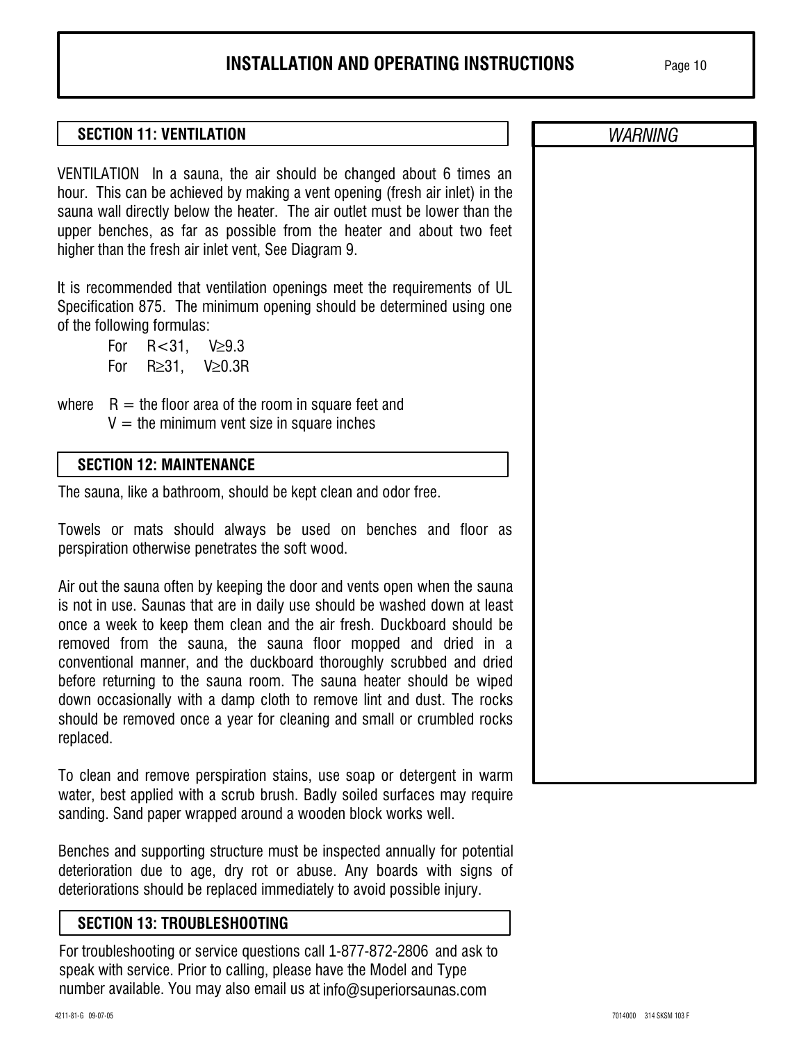## SECTION 11: VENTILATION

VENTILATION In a sauna, the air should be changed about 6 times an hour. This can be achieved by making a vent opening (fresh air inlet) in the sauna wall directly below the heater. The air outlet must be lower than the upper benches, as far as possible from the heater and about two feet higher than the fresh air inlet vent, See Diagram 9.

It is recommended that ventilation openings meet the requirements of UL Specification 875. The minimum opening should be determined using one of the following formulas:

For $R < 31$, $V \geq 9.3$
For $R \geq 31$, $V \geq 0.3R$

where $R$ = the floor area of the room in square feet and
$V$ = the minimum vent size in square inches

## SECTION 12: MAINTENANCE

The sauna, like a bathroom, should be kept clean and odor free.

Towels or mats should always be used on benches and floor as perspiration otherwise penetrates the soft wood.

Air out the sauna often by keeping the door and vents open when the sauna is not in use. Saunas that are in daily use should be washed down at least once a week to keep them clean and the air fresh. Duckboard should be removed from the sauna, the sauna floor mopped and dried in a conventional manner, and the duckboard thoroughly scrubbed and dried before returning to the sauna room. The sauna heater should be wiped down occasionally with a damp cloth to remove lint and dust. The rocks should be removed once a year for cleaning and small or crumbled rocks replaced.

To clean and remove perspiration stains, use soap or detergent in warm water, best applied with a scrub brush. Badly soiled surfaces may require sanding. Sand paper wrapped around a wooden block works well.

Benches and supporting structure must be inspected annually for potential deterioration due to age, dry rot or abuse. Any boards with signs of deteriorations should be replaced immediately to avoid possible injury.

## SECTION 13: TROUBLESHOOTING

For troubleshooting or service questions call 1-877-872-2806 and ask to speak with service. Prior to calling, please have the Model and Type number available. You may also email us at info@superiorsaunas.com

*WARNING*